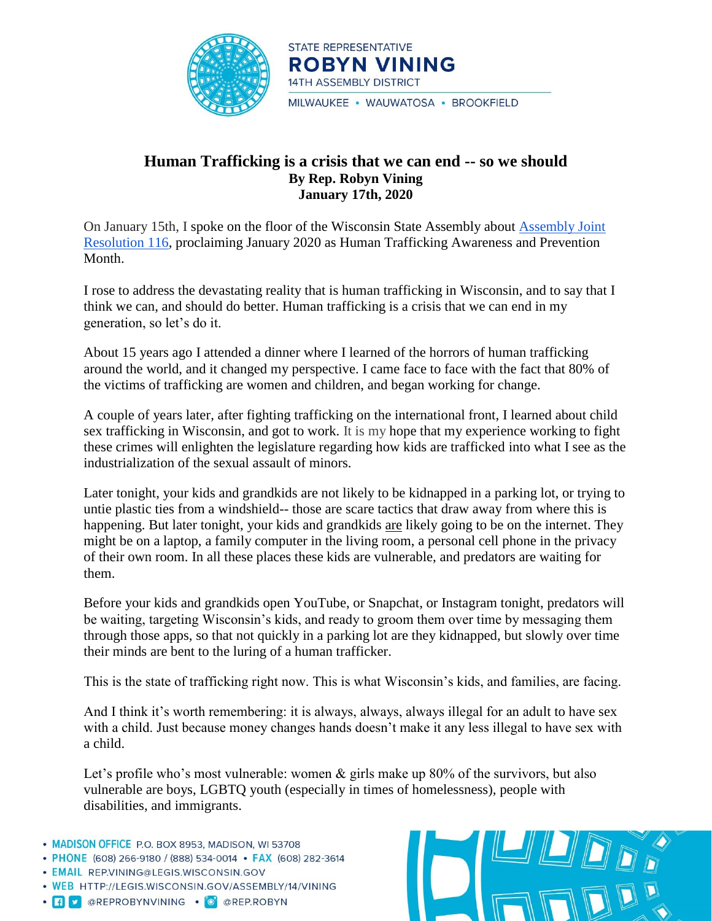STATE REPRESENTATIVE
**ROBYN VINING**
14TH ASSEMBLY DISTRICT
MILWAUKEE • WAUWATOSA • BROOKFIELD

# Human Trafficking is a crisis that we can end -- so we should

**By Rep. Robyn Vining**
**January 17th, 2020**

On January 15th, I spoke on the floor of the Wisconsin State Assembly about Assembly Joint Resolution 116, proclaiming January 2020 as Human Trafficking Awareness and Prevention Month.

I rose to address the devastating reality that is human trafficking in Wisconsin, and to say that I think we can, and should do better. Human trafficking is a crisis that we can end in my generation, so let's do it.

About 15 years ago I attended a dinner where I learned of the horrors of human trafficking around the world, and it changed my perspective. I came face to face with the fact that 80% of the victims of trafficking are women and children, and began working for change.

A couple of years later, after fighting trafficking on the international front, I learned about child sex trafficking in Wisconsin, and got to work. It is my hope that my experience working to fight these crimes will enlighten the legislature regarding how kids are trafficked into what I see as the industrialization of the sexual assault of minors.

Later tonight, your kids and grandkids are not likely to be kidnapped in a parking lot, or trying to untie plastic ties from a windshield-- those are scare tactics that draw away from where this is happening. But later tonight, your kids and grandkids are likely going to be on the internet. They might be on a laptop, a family computer in the living room, a personal cell phone in the privacy of their own room. In all these places these kids are vulnerable, and predators are waiting for them.

Before your kids and grandkids open YouTube, or Snapchat, or Instagram tonight, predators will be waiting, targeting Wisconsin's kids, and ready to groom them over time by messaging them through those apps, so that not quickly in a parking lot are they kidnapped, but slowly over time their minds are bent to the luring of a human trafficker.

This is the state of trafficking right now. This is what Wisconsin's kids, and families, are facing.

And I think it's worth remembering: it is always, always, always illegal for an adult to have sex with a child. Just because money changes hands doesn't make it any less illegal to have sex with a child.

Let's profile who's most vulnerable: women & girls make up 80% of the survivors, but also vulnerable are boys, LGBTQ youth (especially in times of homelessness), people with disabilities, and immigrants.

- **MADISON OFFICE** P.O. BOX 8953, MADISON, WI 53708
- **PHONE** (608) 266-9180 / (888) 534-0014 • **FAX** (608) 282-3614
- **EMAIL** REP.VINING@LEGIS.WISCONSIN.GOV
- **WEB** HTTP://LEGIS.WISCONSIN.GOV/ASSEMBLY/14/VINING
- @REPROBYNVINING • @REP.ROBYN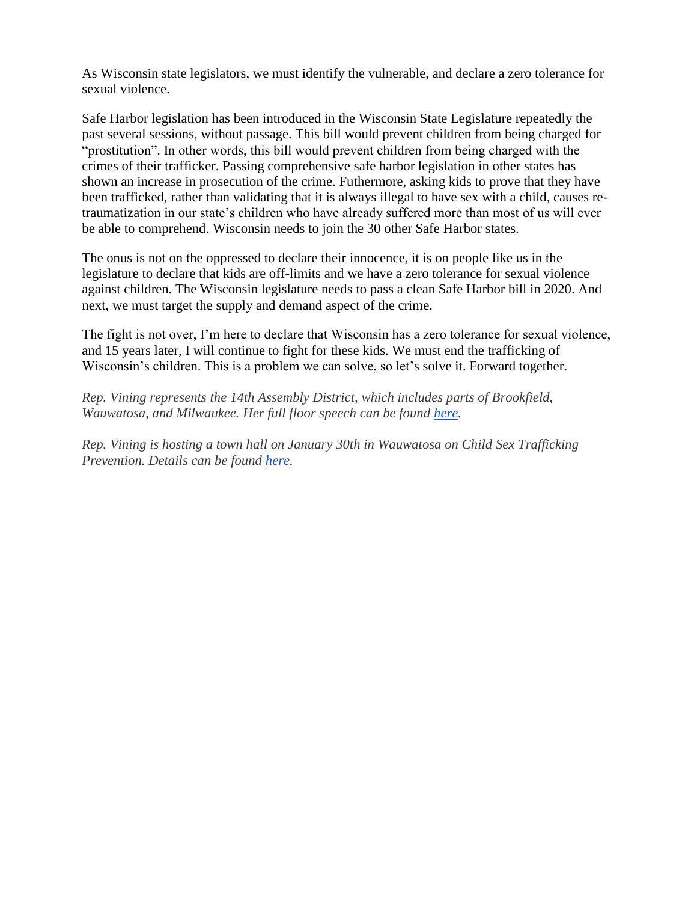As Wisconsin state legislators, we must identify the vulnerable, and declare a zero tolerance for sexual violence.

Safe Harbor legislation has been introduced in the Wisconsin State Legislature repeatedly the past several sessions, without passage. This bill would prevent children from being charged for "prostitution". In other words, this bill would prevent children from being charged with the crimes of their trafficker. Passing comprehensive safe harbor legislation in other states has shown an increase in prosecution of the crime. Futhermore, asking kids to prove that they have been trafficked, rather than validating that it is always illegal to have sex with a child, causes re-traumatization in our state's children who have already suffered more than most of us will ever be able to comprehend. Wisconsin needs to join the 30 other Safe Harbor states.

The onus is not on the oppressed to declare their innocence, it is on people like us in the legislature to declare that kids are off-limits and we have a zero tolerance for sexual violence against children. The Wisconsin legislature needs to pass a clean Safe Harbor bill in 2020. And next, we must target the supply and demand aspect of the crime.

The fight is not over, I'm here to declare that Wisconsin has a zero tolerance for sexual violence, and 15 years later, I will continue to fight for these kids. We must end the trafficking of Wisconsin's children. This is a problem we can solve, so let's solve it. Forward together.

*Rep. Vining represents the 14th Assembly District, which includes parts of Brookfield, Wauwatosa, and Milwaukee. Her full floor speech can be found here.*

*Rep. Vining is hosting a town hall on January 30th in Wauwatosa on Child Sex Trafficking Prevention. Details can be found here.*